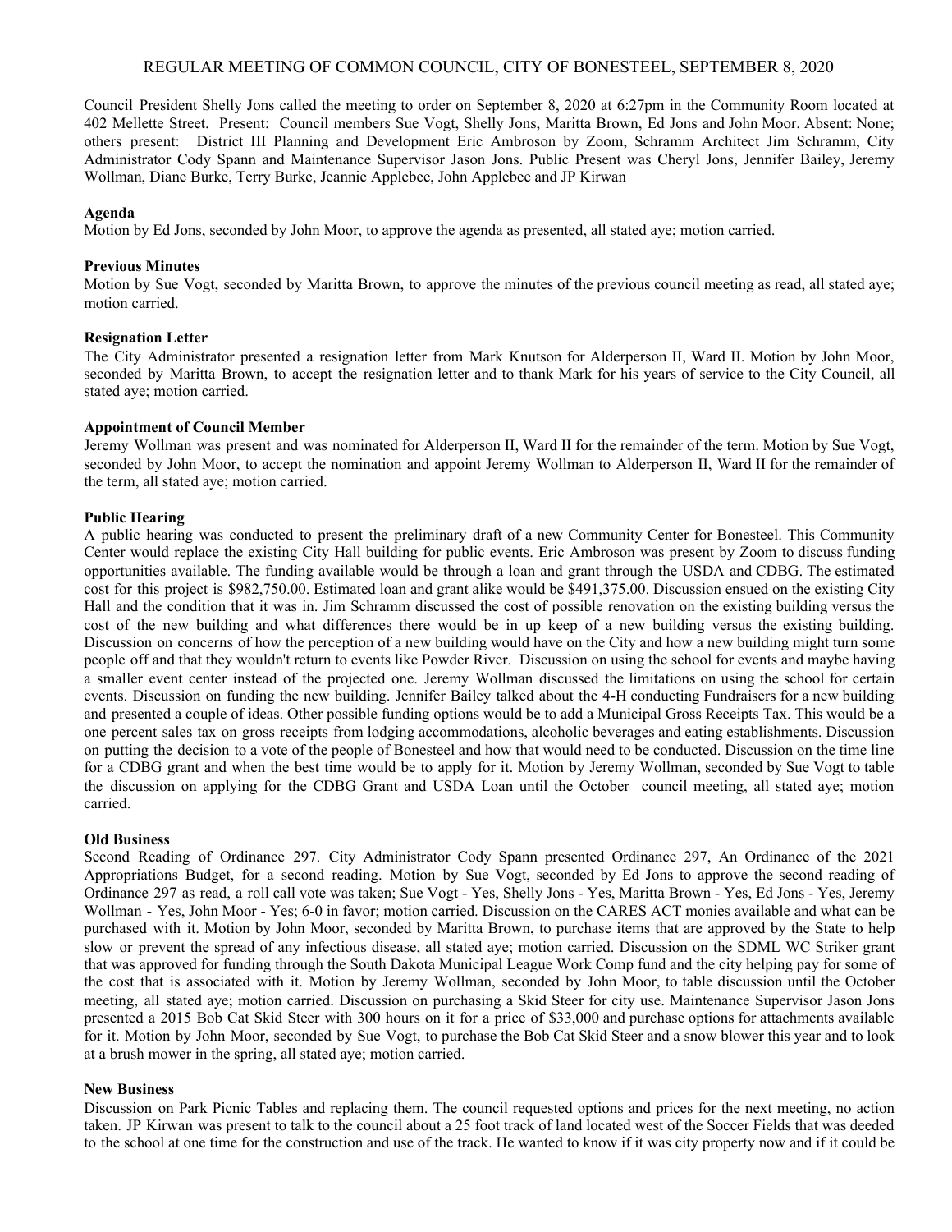# REGULAR MEETING OF COMMON COUNCIL, CITY OF BONESTEEL, SEPTEMBER 8, 2020

Council President Shelly Jons called the meeting to order on September 8, 2020 at 6:27pm in the Community Room located at 402 Mellette Street. Present: Council members Sue Vogt, Shelly Jons, Maritta Brown, Ed Jons and John Moor. Absent: None; others present: District III Planning and Development Eric Ambroson by Zoom, Schramm Architect Jim Schramm, City Administrator Cody Spann and Maintenance Supervisor Jason Jons. Public Present was Cheryl Jons, Jennifer Bailey, Jeremy Wollman, Diane Burke, Terry Burke, Jeannie Applebee, John Applebee and JP Kirwan

**Agenda**

Motion by Ed Jons, seconded by John Moor, to approve the agenda as presented, all stated aye; motion carried.

**Previous Minutes**

Motion by Sue Vogt, seconded by Maritta Brown, to approve the minutes of the previous council meeting as read, all stated aye; motion carried.

**Resignation Letter**

The City Administrator presented a resignation letter from Mark Knutson for Alderperson II, Ward II. Motion by John Moor, seconded by Maritta Brown, to accept the resignation letter and to thank Mark for his years of service to the City Council, all stated aye; motion carried.

**Appointment of Council Member**

Jeremy Wollman was present and was nominated for Alderperson II, Ward II for the remainder of the term. Motion by Sue Vogt, seconded by John Moor, to accept the nomination and appoint Jeremy Wollman to Alderperson II, Ward II for the remainder of the term, all stated aye; motion carried.

**Public Hearing**

A public hearing was conducted to present the preliminary draft of a new Community Center for Bonesteel. This Community Center would replace the existing City Hall building for public events. Eric Ambroson was present by Zoom to discuss funding opportunities available. The funding available would be through a loan and grant through the USDA and CDBG. The estimated cost for this project is $982,750.00. Estimated loan and grant alike would be $491,375.00. Discussion ensued on the existing City Hall and the condition that it was in. Jim Schramm discussed the cost of possible renovation on the existing building versus the cost of the new building and what differences there would be in up keep of a new building versus the existing building. Discussion on concerns of how the perception of a new building would have on the City and how a new building might turn some people off and that they wouldn't return to events like Powder River. Discussion on using the school for events and maybe having a smaller event center instead of the projected one. Jeremy Wollman discussed the limitations on using the school for certain events. Discussion on funding the new building. Jennifer Bailey talked about the 4-H conducting Fundraisers for a new building and presented a couple of ideas. Other possible funding options would be to add a Municipal Gross Receipts Tax. This would be a one percent sales tax on gross receipts from lodging accommodations, alcoholic beverages and eating establishments. Discussion on putting the decision to a vote of the people of Bonesteel and how that would need to be conducted. Discussion on the time line for a CDBG grant and when the best time would be to apply for it. Motion by Jeremy Wollman, seconded by Sue Vogt to table the discussion on applying for the CDBG Grant and USDA Loan until the October council meeting, all stated aye; motion carried.

**Old Business**

Second Reading of Ordinance 297. City Administrator Cody Spann presented Ordinance 297, An Ordinance of the 2021 Appropriations Budget, for a second reading. Motion by Sue Vogt, seconded by Ed Jons to approve the second reading of Ordinance 297 as read, a roll call vote was taken; Sue Vogt - Yes, Shelly Jons - Yes, Maritta Brown - Yes, Ed Jons - Yes, Jeremy Wollman - Yes, John Moor - Yes; 6-0 in favor; motion carried. Discussion on the CARES ACT monies available and what can be purchased with it. Motion by John Moor, seconded by Maritta Brown, to purchase items that are approved by the State to help slow or prevent the spread of any infectious disease, all stated aye; motion carried. Discussion on the SDML WC Striker grant that was approved for funding through the South Dakota Municipal League Work Comp fund and the city helping pay for some of the cost that is associated with it. Motion by Jeremy Wollman, seconded by John Moor, to table discussion until the October meeting, all stated aye; motion carried. Discussion on purchasing a Skid Steer for city use. Maintenance Supervisor Jason Jons presented a 2015 Bob Cat Skid Steer with 300 hours on it for a price of $33,000 and purchase options for attachments available for it. Motion by John Moor, seconded by Sue Vogt, to purchase the Bob Cat Skid Steer and a snow blower this year and to look at a brush mower in the spring, all stated aye; motion carried.

**New Business**

Discussion on Park Picnic Tables and replacing them. The council requested options and prices for the next meeting, no action taken. JP Kirwan was present to talk to the council about a 25 foot track of land located west of the Soccer Fields that was deeded to the school at one time for the construction and use of the track. He wanted to know if it was city property now and if it could be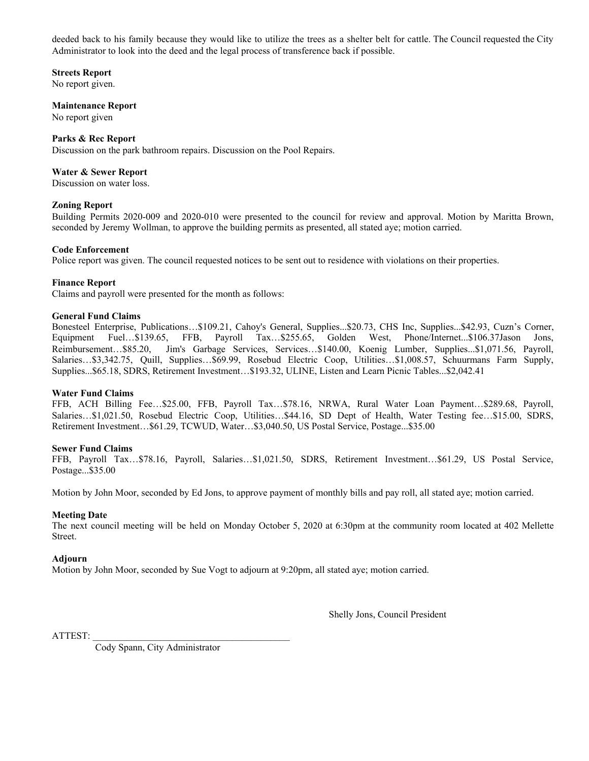deeded back to his family because they would like to utilize the trees as a shelter belt for cattle. The Council requested the City Administrator to look into the deed and the legal process of transference back if possible.

**Streets Report**
No report given.

**Maintenance Report**
No report given

**Parks & Rec Report**
Discussion on the park bathroom repairs. Discussion on the Pool Repairs.

**Water & Sewer Report**
Discussion on water loss.

**Zoning Report**
Building Permits 2020-009 and 2020-010 were presented to the council for review and approval. Motion by Maritta Brown, seconded by Jeremy Wollman, to approve the building permits as presented, all stated aye; motion carried.

**Code Enforcement**
Police report was given. The council requested notices to be sent out to residence with violations on their properties.

**Finance Report**
Claims and payroll were presented for the month as follows:

**General Fund Claims**
Bonesteel Enterprise, Publications…$109.21, Cahoy's General, Supplies...$20.73, CHS Inc, Supplies...$42.93, Cuzn's Corner, Equipment Fuel…$139.65, FFB, Payroll Tax…$255.65, Golden West, Phone/Internet...$106.37Jason Jons, Reimbursement…$85.20, Jim's Garbage Services, Services…$140.00, Koenig Lumber, Supplies...$1,071.56, Payroll, Salaries…$3,342.75, Quill, Supplies…$69.99, Rosebud Electric Coop, Utilities…$1,008.57, Schuurmans Farm Supply, Supplies...$65.18, SDRS, Retirement Investment…$193.32, ULINE, Listen and Learn Picnic Tables...$2,042.41

**Water Fund Claims**
FFB, ACH Billing Fee…$25.00, FFB, Payroll Tax…$78.16, NRWA, Rural Water Loan Payment…$289.68, Payroll, Salaries…$1,021.50, Rosebud Electric Coop, Utilities…$44.16, SD Dept of Health, Water Testing fee…$15.00, SDRS, Retirement Investment…$61.29, TCWUD, Water…$3,040.50, US Postal Service, Postage...$35.00

**Sewer Fund Claims**
FFB, Payroll Tax…$78.16, Payroll, Salaries…$1,021.50, SDRS, Retirement Investment…$61.29, US Postal Service, Postage...$35.00

Motion by John Moor, seconded by Ed Jons, to approve payment of monthly bills and pay roll, all stated aye; motion carried.

**Meeting Date**
The next council meeting will be held on Monday October 5, 2020 at 6:30pm at the community room located at 402 Mellette Street.

**Adjourn**
Motion by John Moor, seconded by Sue Vogt to adjourn at 9:20pm, all stated aye; motion carried.

Shelly Jons, Council President

ATTEST: ________________________________________
Cody Spann, City Administrator